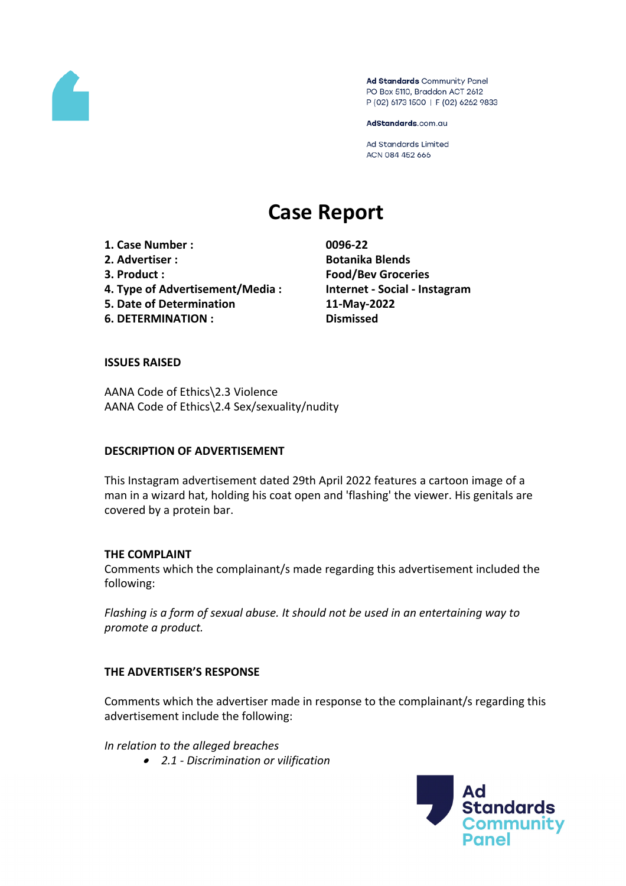Ad Standards Community Panel
PO Box 5110, Braddon ACT 2612
P (02) 6173 1500 | F (02) 6262 9833

AdStandards.com.au

Ad Standards Limited
ACN 084 452 666

# Case Report

| | |
|---|---|
| **1. Case Number :** | **0096-22** |
| **2. Advertiser :** | **Botanika Blends** |
| **3. Product :** | **Food/Bev Groceries** |
| **4. Type of Advertisement/Media :** | **Internet - Social - Instagram** |
| **5. Date of Determination** | **11-May-2022** |
| **6. DETERMINATION :** | **Dismissed** |

**ISSUES RAISED**

AANA Code of Ethics\2.3 Violence
AANA Code of Ethics\2.4 Sex/sexuality/nudity

**DESCRIPTION OF ADVERTISEMENT**

This Instagram advertisement dated 29th April 2022 features a cartoon image of a man in a wizard hat, holding his coat open and 'flashing' the viewer. His genitals are covered by a protein bar.

**THE COMPLAINT**

Comments which the complainant/s made regarding this advertisement included the following:

*Flashing is a form of sexual abuse. It should not be used in an entertaining way to promote a product.*

**THE ADVERTISER'S RESPONSE**

Comments which the advertiser made in response to the complainant/s regarding this advertisement include the following:

*In relation to the alleged breaches*

- *2.1 - Discrimination or vilification*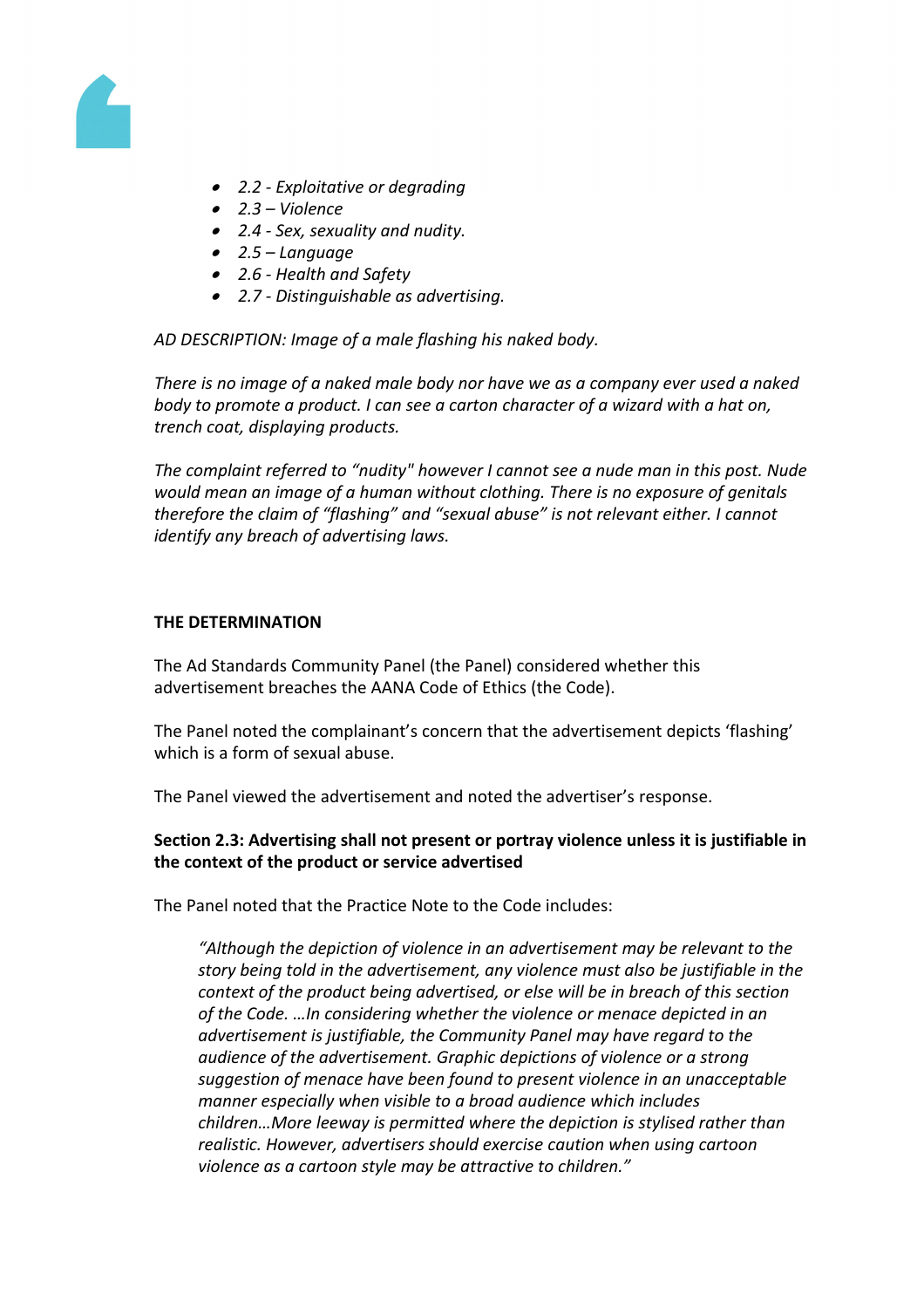- *2.2 - Exploitative or degrading*
- *2.3 – Violence*
- *2.4 - Sex, sexuality and nudity.*
- *2.5 – Language*
- *2.6 - Health and Safety*
- *2.7 - Distinguishable as advertising.*

*AD DESCRIPTION: Image of a male flashing his naked body.*

*There is no image of a naked male body nor have we as a company ever used a naked body to promote a product. I can see a carton character of a wizard with a hat on, trench coat, displaying products.*

*The complaint referred to “nudity" however I cannot see a nude man in this post. Nude would mean an image of a human without clothing. There is no exposure of genitals therefore the claim of “flashing" and “sexual abuse” is not relevant either. I cannot identify any breach of advertising laws.*

**THE DETERMINATION**

The Ad Standards Community Panel (the Panel) considered whether this advertisement breaches the AANA Code of Ethics (the Code).

The Panel noted the complainant’s concern that the advertisement depicts ‘flashing’ which is a form of sexual abuse.

The Panel viewed the advertisement and noted the advertiser’s response.

**Section 2.3: Advertising shall not present or portray violence unless it is justifiable in the context of the product or service advertised**

The Panel noted that the Practice Note to the Code includes:

> *“Although the depiction of violence in an advertisement may be relevant to the story being told in the advertisement, any violence must also be justifiable in the context of the product being advertised, or else will be in breach of this section of the Code. …In considering whether the violence or menace depicted in an advertisement is justifiable, the Community Panel may have regard to the audience of the advertisement. Graphic depictions of violence or a strong suggestion of menace have been found to present violence in an unacceptable manner especially when visible to a broad audience which includes children…More leeway is permitted where the depiction is stylised rather than realistic. However, advertisers should exercise caution when using cartoon violence as a cartoon style may be attractive to children.”*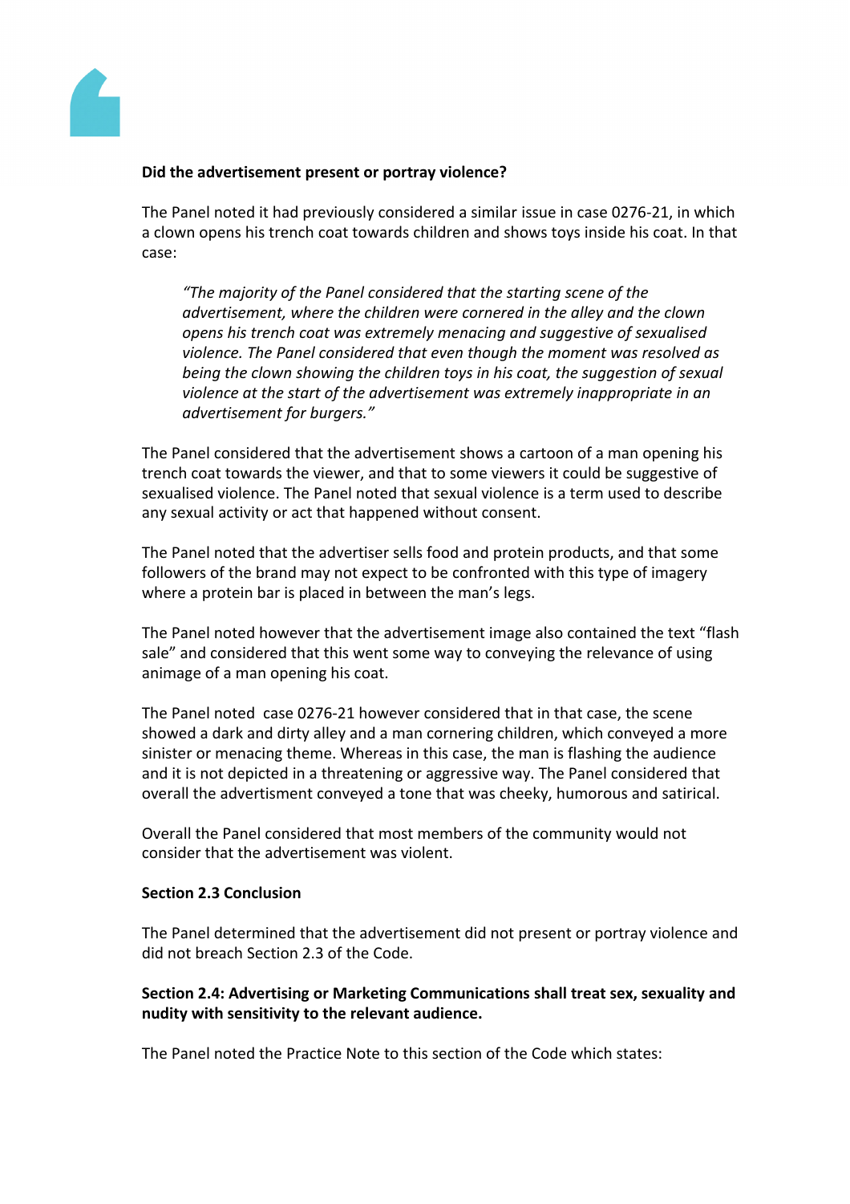**Did the advertisement present or portray violence?**

The Panel noted it had previously considered a similar issue in case 0276-21, in which a clown opens his trench coat towards children and shows toys inside his coat. In that case:

> *"The majority of the Panel considered that the starting scene of the advertisement, where the children were cornered in the alley and the clown opens his trench coat was extremely menacing and suggestive of sexualised violence. The Panel considered that even though the moment was resolved as being the clown showing the children toys in his coat, the suggestion of sexual violence at the start of the advertisement was extremely inappropriate in an advertisement for burgers."*

The Panel considered that the advertisement shows a cartoon of a man opening his trench coat towards the viewer, and that to some viewers it could be suggestive of sexualised violence. The Panel noted that sexual violence is a term used to describe any sexual activity or act that happened without consent.

The Panel noted that the advertiser sells food and protein products, and that some followers of the brand may not expect to be confronted with this type of imagery where a protein bar is placed in between the man's legs.

The Panel noted however that the advertisement image also contained the text "flash sale" and considered that this went some way to conveying the relevance of using animage of a man opening his coat.

The Panel noted case 0276-21 however considered that in that case, the scene showed a dark and dirty alley and a man cornering children, which conveyed a more sinister or menacing theme. Whereas in this case, the man is flashing the audience and it is not depicted in a threatening or aggressive way. The Panel considered that overall the advertisment conveyed a tone that was cheeky, humorous and satirical.

Overall the Panel considered that most members of the community would not consider that the advertisement was violent.

**Section 2.3 Conclusion**

The Panel determined that the advertisement did not present or portray violence and did not breach Section 2.3 of the Code.

**Section 2.4: Advertising or Marketing Communications shall treat sex, sexuality and nudity with sensitivity to the relevant audience.**

The Panel noted the Practice Note to this section of the Code which states: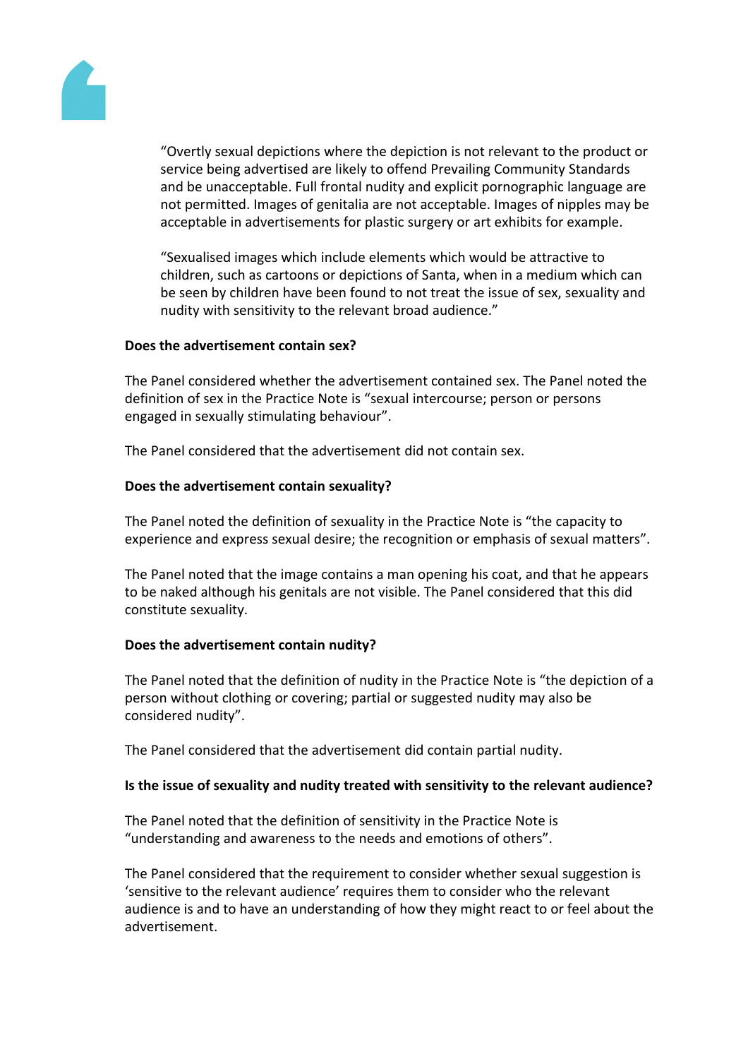"Overtly sexual depictions where the depiction is not relevant to the product or service being advertised are likely to offend Prevailing Community Standards and be unacceptable. Full frontal nudity and explicit pornographic language are not permitted. Images of genitalia are not acceptable. Images of nipples may be acceptable in advertisements for plastic surgery or art exhibits for example.

"Sexualised images which include elements which would be attractive to children, such as cartoons or depictions of Santa, when in a medium which can be seen by children have been found to not treat the issue of sex, sexuality and nudity with sensitivity to the relevant broad audience."

**Does the advertisement contain sex?**

The Panel considered whether the advertisement contained sex. The Panel noted the definition of sex in the Practice Note is "sexual intercourse; person or persons engaged in sexually stimulating behaviour".

The Panel considered that the advertisement did not contain sex.

**Does the advertisement contain sexuality?**

The Panel noted the definition of sexuality in the Practice Note is "the capacity to experience and express sexual desire; the recognition or emphasis of sexual matters".

The Panel noted that the image contains a man opening his coat, and that he appears to be naked although his genitals are not visible. The Panel considered that this did constitute sexuality.

**Does the advertisement contain nudity?**

The Panel noted that the definition of nudity in the Practice Note is "the depiction of a person without clothing or covering; partial or suggested nudity may also be considered nudity".

The Panel considered that the advertisement did contain partial nudity.

**Is the issue of sexuality and nudity treated with sensitivity to the relevant audience?**

The Panel noted that the definition of sensitivity in the Practice Note is "understanding and awareness to the needs and emotions of others".

The Panel considered that the requirement to consider whether sexual suggestion is 'sensitive to the relevant audience' requires them to consider who the relevant audience is and to have an understanding of how they might react to or feel about the advertisement.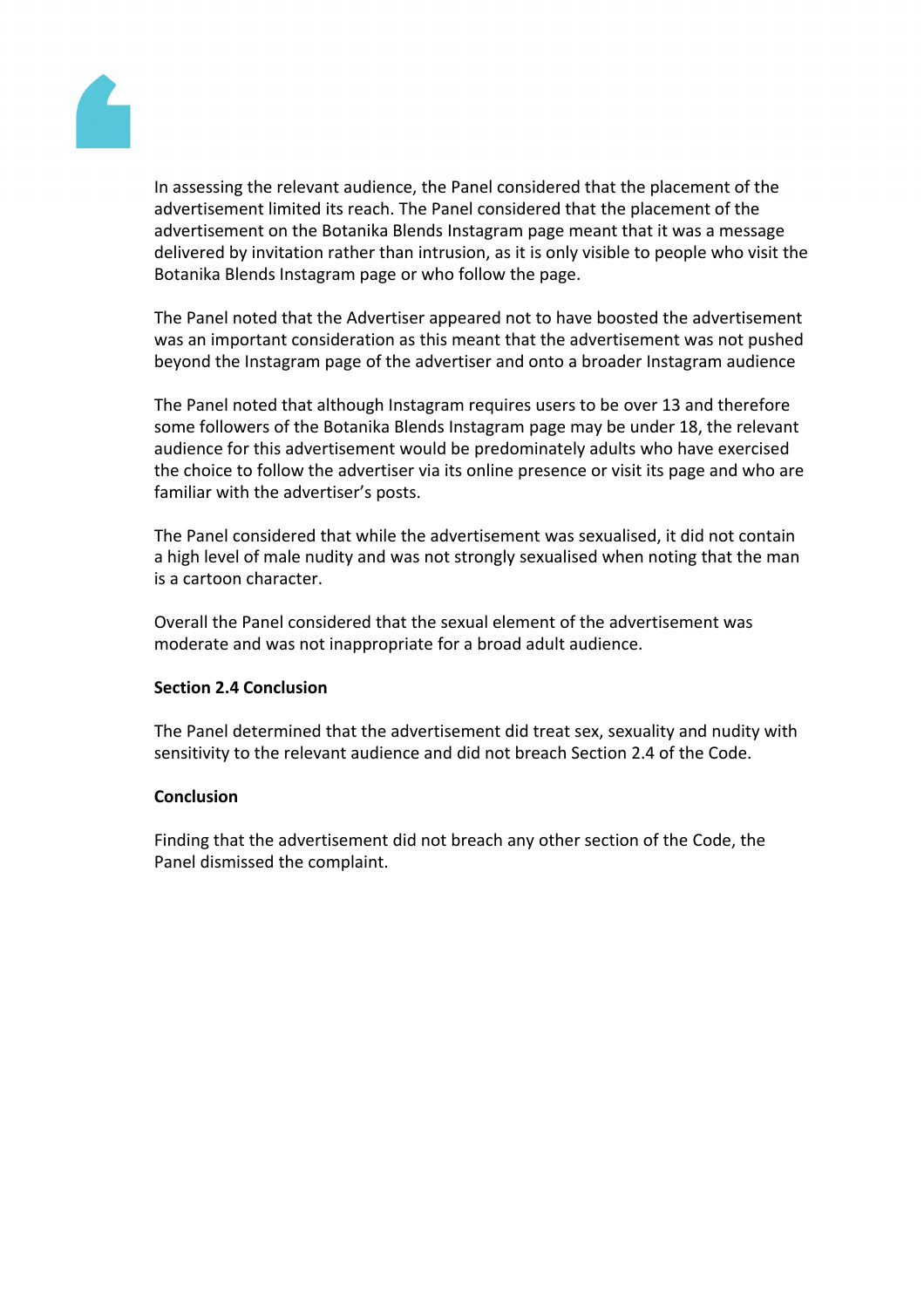In assessing the relevant audience, the Panel considered that the placement of the advertisement limited its reach. The Panel considered that the placement of the advertisement on the Botanika Blends Instagram page meant that it was a message delivered by invitation rather than intrusion, as it is only visible to people who visit the Botanika Blends Instagram page or who follow the page.

The Panel noted that the Advertiser appeared not to have boosted the advertisement was an important consideration as this meant that the advertisement was not pushed beyond the Instagram page of the advertiser and onto a broader Instagram audience

The Panel noted that although Instagram requires users to be over 13 and therefore some followers of the Botanika Blends Instagram page may be under 18, the relevant audience for this advertisement would be predominately adults who have exercised the choice to follow the advertiser via its online presence or visit its page and who are familiar with the advertiser's posts.

The Panel considered that while the advertisement was sexualised, it did not contain a high level of male nudity and was not strongly sexualised when noting that the man is a cartoon character.

Overall the Panel considered that the sexual element of the advertisement was moderate and was not inappropriate for a broad adult audience.

**Section 2.4 Conclusion**

The Panel determined that the advertisement did treat sex, sexuality and nudity with sensitivity to the relevant audience and did not breach Section 2.4 of the Code.

**Conclusion**

Finding that the advertisement did not breach any other section of the Code, the Panel dismissed the complaint.